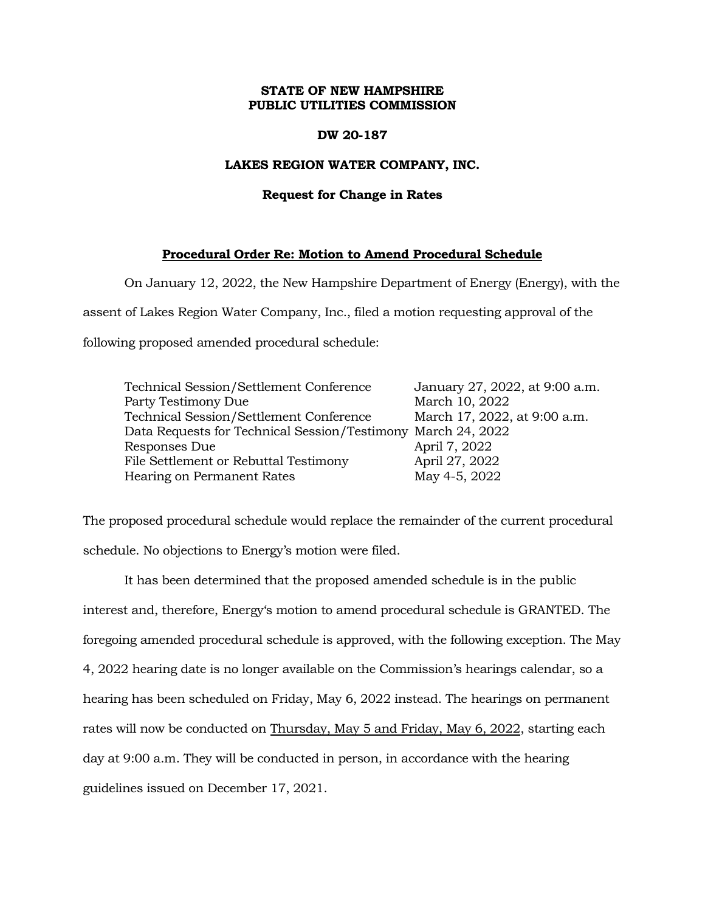**STATE OF NEW HAMPSHIRE**
**PUBLIC UTILITIES COMMISSION**

**DW 20-187**

**LAKES REGION WATER COMPANY, INC.**

**Request for Change in Rates**

**<u>Procedural Order Re: Motion to Amend Procedural Schedule</u>**

On January 12, 2022, the New Hampshire Department of Energy (Energy), with the assent of Lakes Region Water Company, Inc., filed a motion requesting approval of the following proposed amended procedural schedule:

| | |
|---|---|
| Technical Session/Settlement Conference | January 27, 2022, at 9:00 a.m. |
| Party Testimony Due | March 10, 2022 |
| Technical Session/Settlement Conference | March 17, 2022, at 9:00 a.m. |
| Data Requests for Technical Session/Testimony | March 24, 2022 |
| Responses Due | April 7, 2022 |
| File Settlement or Rebuttal Testimony | April 27, 2022 |
| Hearing on Permanent Rates | May 4-5, 2022 |

The proposed procedural schedule would replace the remainder of the current procedural schedule. No objections to Energy's motion were filed.

It has been determined that the proposed amended schedule is in the public interest and, therefore, Energy's motion to amend procedural schedule is GRANTED. The foregoing amended procedural schedule is approved, with the following exception. The May 4, 2022 hearing date is no longer available on the Commission's hearings calendar, so a hearing has been scheduled on Friday, May 6, 2022 instead. The hearings on permanent rates will now be conducted on <u>Thursday, May 5 and Friday, May 6, 2022</u>, starting each day at 9:00 a.m. They will be conducted in person, in accordance with the hearing guidelines issued on December 17, 2021.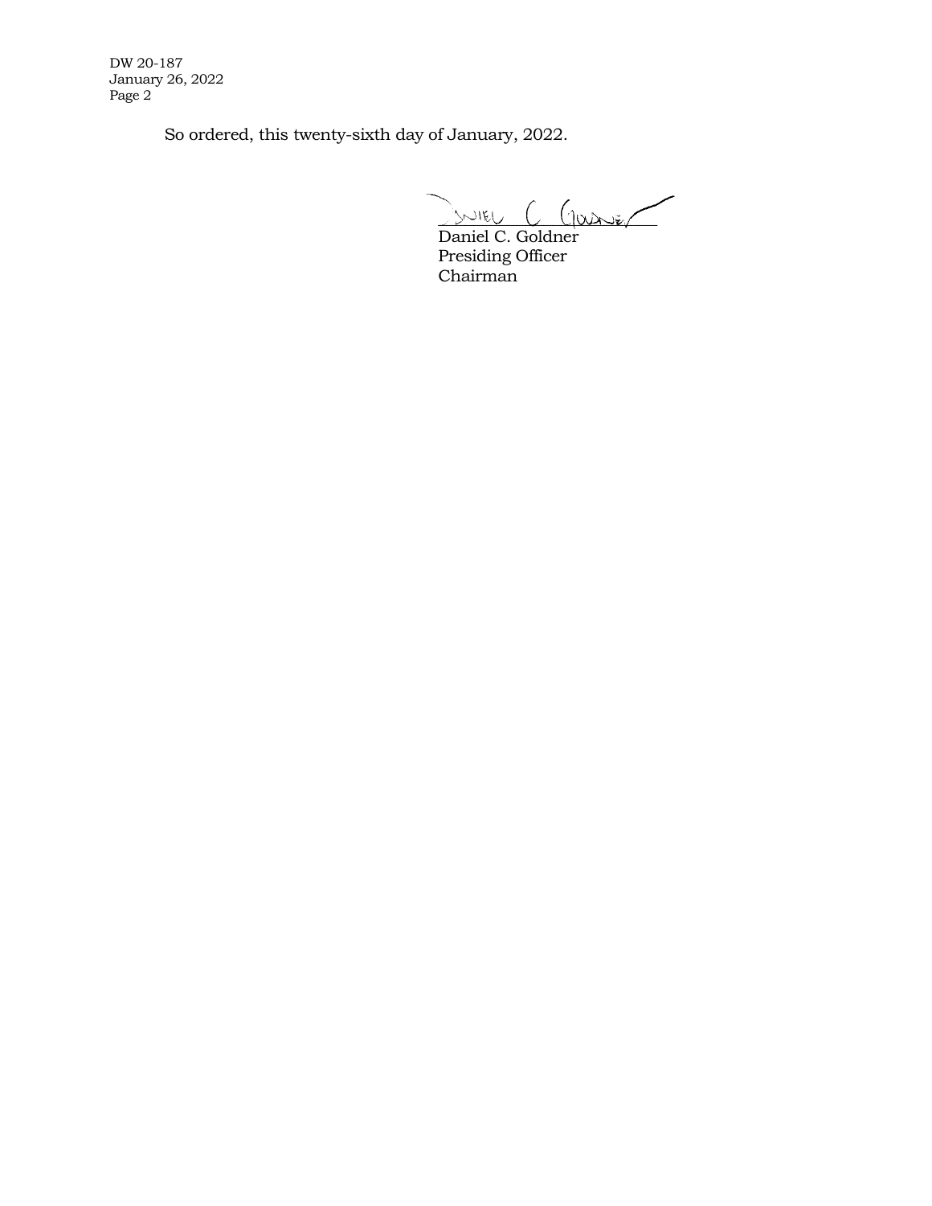So ordered, this twenty-sixth day of January, 2022.

Daniel C. Goldner
Presiding Officer
Chairman